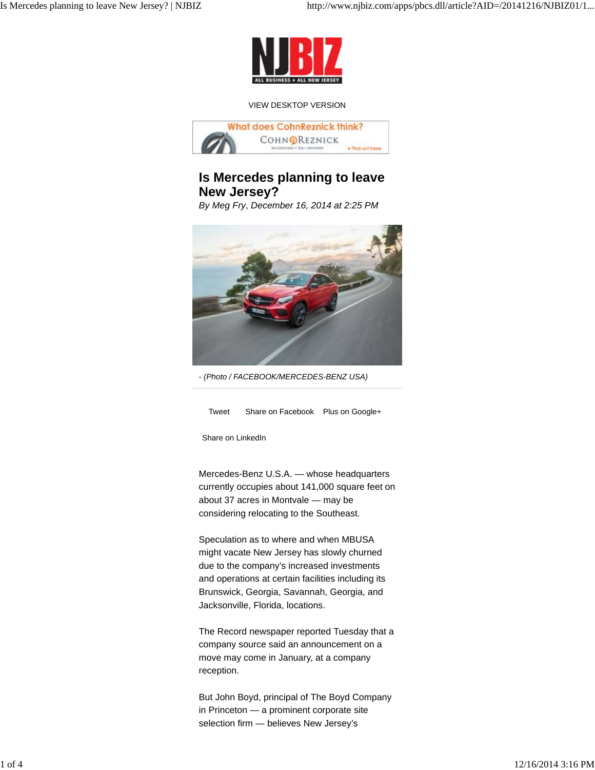VIEW DESKTOP VERSION

# Is Mercedes planning to leave New Jersey?

*By Meg Fry, December 16, 2014 at 2:25 PM*

- *(Photo / FACEBOOK/MERCEDES-BENZ USA)*

Tweet Share on Facebook Plus on Google+

Share on LinkedIn

Mercedes-Benz U.S.A. — whose headquarters currently occupies about 141,000 square feet on about 37 acres in Montvale — may be considering relocating to the Southeast.

Speculation as to where and when MBUSA might vacate New Jersey has slowly churned due to the company's increased investments and operations at certain facilities including its Brunswick, Georgia, Savannah, Georgia, and Jacksonville, Florida, locations.

The Record newspaper reported Tuesday that a company source said an announcement on a move may come in January, at a company reception.

But John Boyd, principal of The Boyd Company in Princeton — a prominent corporate site selection firm — believes New Jersey's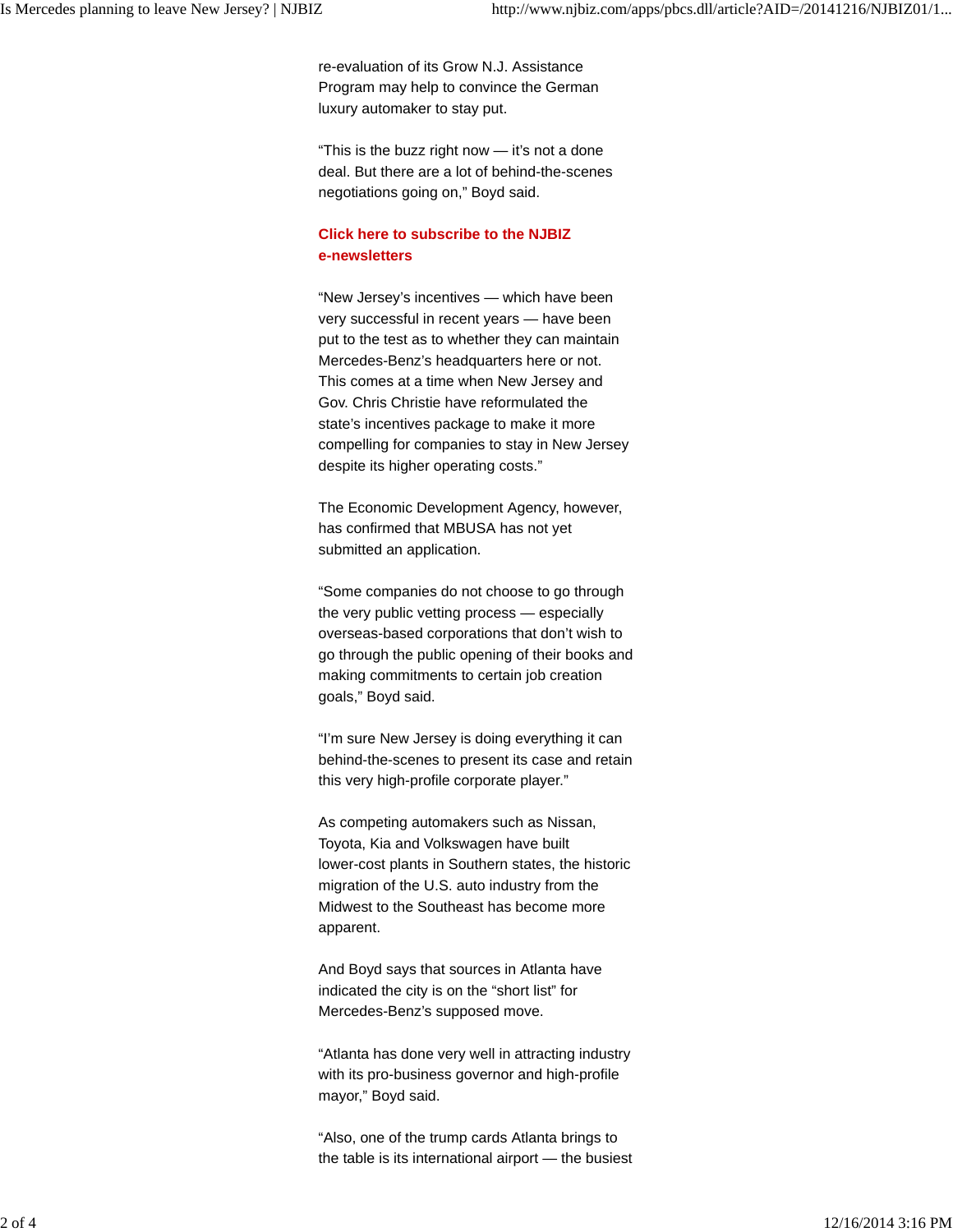re-evaluation of its Grow N.J. Assistance Program may help to convince the German luxury automaker to stay put.

“This is the buzz right now — it’s not a done deal. But there are a lot of behind-the-scenes negotiations going on,” Boyd said.

**Click here to subscribe to the NJBIZ e-newsletters**

“New Jersey’s incentives — which have been very successful in recent years — have been put to the test as to whether they can maintain Mercedes-Benz’s headquarters here or not. This comes at a time when New Jersey and Gov. Chris Christie have reformulated the state’s incentives package to make it more compelling for companies to stay in New Jersey despite its higher operating costs.”

The Economic Development Agency, however, has confirmed that MBUSA has not yet submitted an application.

“Some companies do not choose to go through the very public vetting process — especially overseas-based corporations that don’t wish to go through the public opening of their books and making commitments to certain job creation goals,” Boyd said.

“I’m sure New Jersey is doing everything it can behind-the-scenes to present its case and retain this very high-profile corporate player.”

As competing automakers such as Nissan, Toyota, Kia and Volkswagen have built lower-cost plants in Southern states, the historic migration of the U.S. auto industry from the Midwest to the Southeast has become more apparent.

And Boyd says that sources in Atlanta have indicated the city is on the “short list” for Mercedes-Benz’s supposed move.

“Atlanta has done very well in attracting industry with its pro-business governor and high-profile mayor,” Boyd said.

“Also, one of the trump cards Atlanta brings to the table is its international airport — the busiest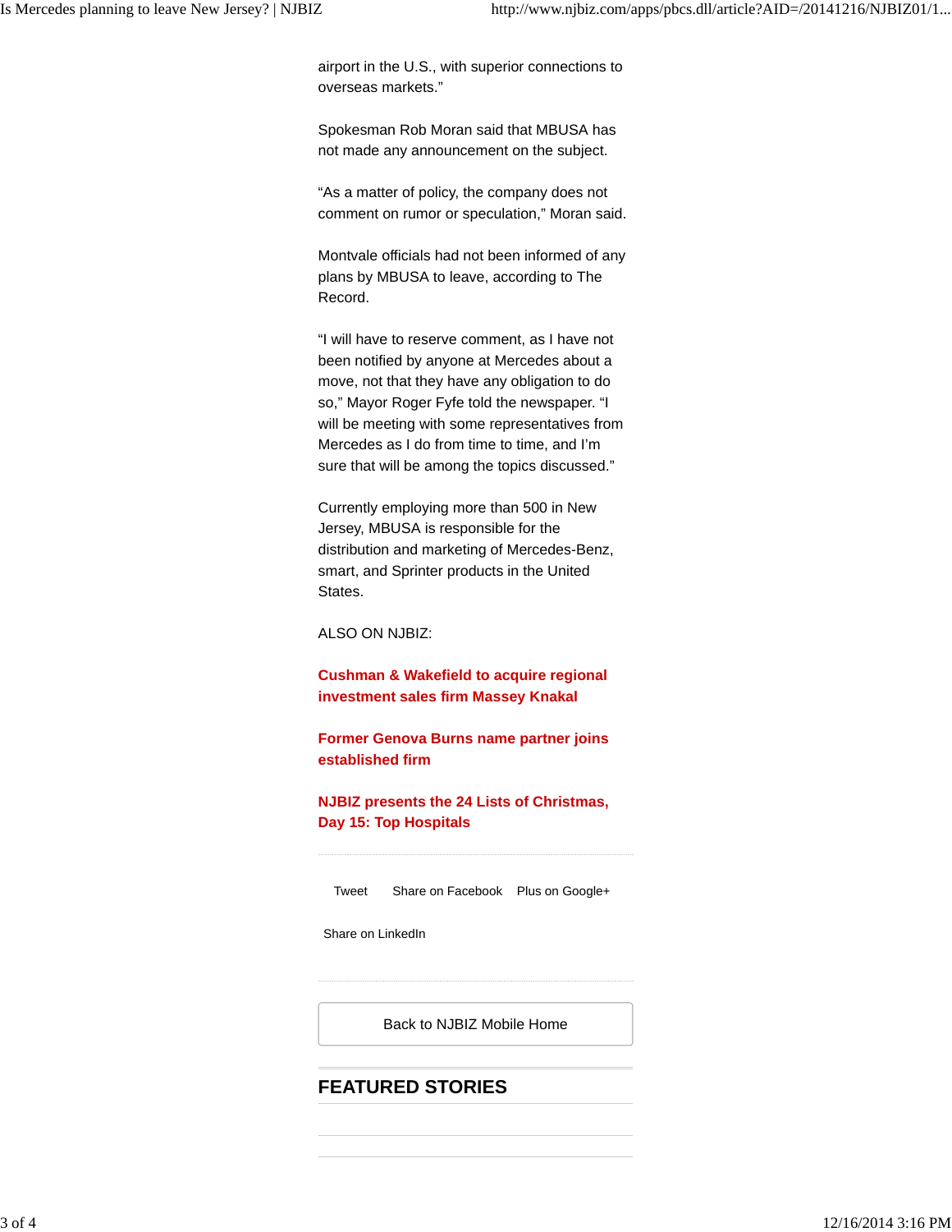airport in the U.S., with superior connections to overseas markets."

Spokesman Rob Moran said that MBUSA has not made any announcement on the subject.

"As a matter of policy, the company does not comment on rumor or speculation," Moran said.

Montvale officials had not been informed of any plans by MBUSA to leave, according to The Record.

"I will have to reserve comment, as I have not been notified by anyone at Mercedes about a move, not that they have any obligation to do so," Mayor Roger Fyfe told the newspaper. "I will be meeting with some representatives from Mercedes as I do from time to time, and I'm sure that will be among the topics discussed."

Currently employing more than 500 in New Jersey, MBUSA is responsible for the distribution and marketing of Mercedes-Benz, smart, and Sprinter products in the United States.

ALSO ON NJBIZ:

**Cushman & Wakefield to acquire regional investment sales firm Massey Knakal**

**Former Genova Burns name partner joins established firm**

**NJBIZ presents the 24 Lists of Christmas, Day 15: Top Hospitals**

Tweet Share on Facebook Plus on Google+

Share on LinkedIn

Back to NJBIZ Mobile Home

## FEATURED STORIES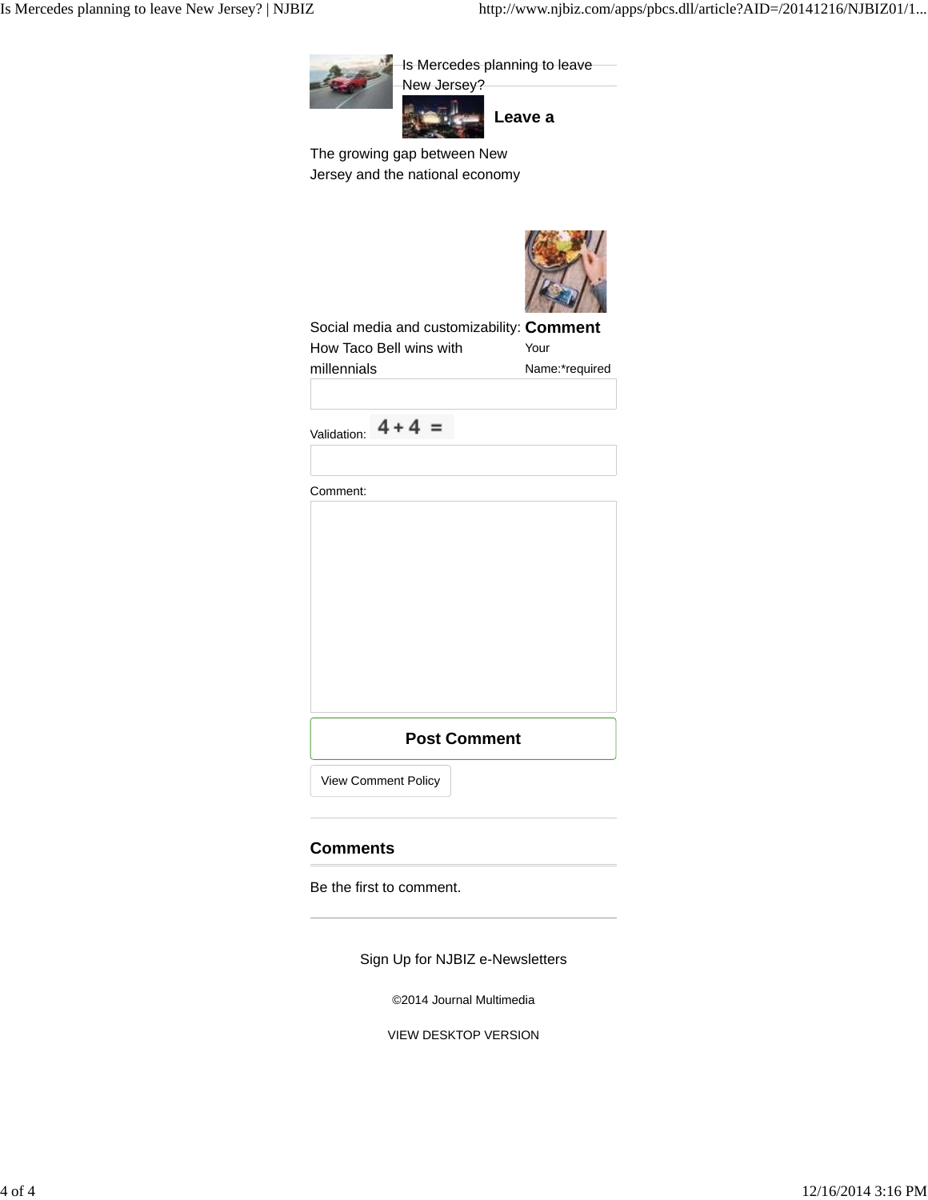Is Mercedes planning to leave New Jersey?

**Leave a Comment**

The growing gap between New Jersey and the national economy

Social media and customizability: How Taco Bell wins with millennials

Your Name:*required

Validation: 4 + 4 =

Comment:

**Post Comment**

View Comment Policy

## Comments

Be the first to comment.

Sign Up for NJBIZ e-Newsletters

©2014 Journal Multimedia

VIEW DESKTOP VERSION